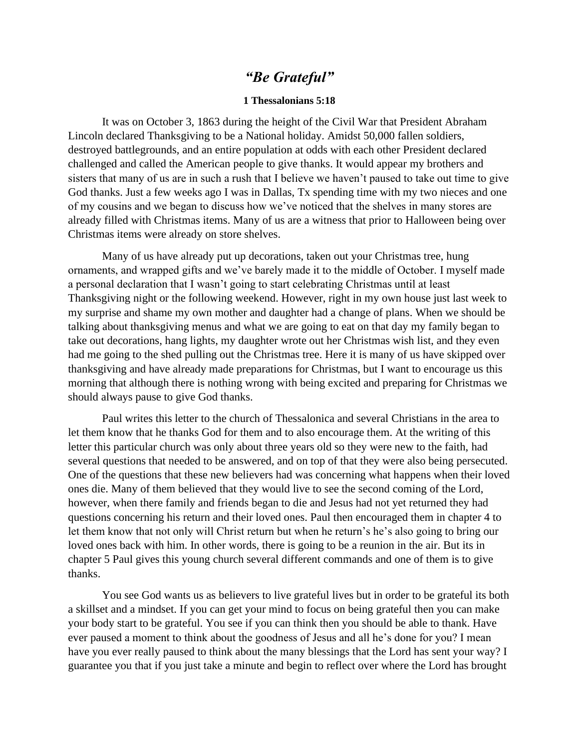# *"Be Grateful"*

**1 Thessalonians 5:18**

It was on October 3, 1863 during the height of the Civil War that President Abraham Lincoln declared Thanksgiving to be a National holiday. Amidst 50,000 fallen soldiers, destroyed battlegrounds, and an entire population at odds with each other President declared challenged and called the American people to give thanks. It would appear my brothers and sisters that many of us are in such a rush that I believe we haven't paused to take out time to give God thanks. Just a few weeks ago I was in Dallas, Tx spending time with my two nieces and one of my cousins and we began to discuss how we've noticed that the shelves in many stores are already filled with Christmas items. Many of us are a witness that prior to Halloween being over Christmas items were already on store shelves.

Many of us have already put up decorations, taken out your Christmas tree, hung ornaments, and wrapped gifts and we've barely made it to the middle of October. I myself made a personal declaration that I wasn't going to start celebrating Christmas until at least Thanksgiving night or the following weekend. However, right in my own house just last week to my surprise and shame my own mother and daughter had a change of plans. When we should be talking about thanksgiving menus and what we are going to eat on that day my family began to take out decorations, hang lights, my daughter wrote out her Christmas wish list, and they even had me going to the shed pulling out the Christmas tree. Here it is many of us have skipped over thanksgiving and have already made preparations for Christmas, but I want to encourage us this morning that although there is nothing wrong with being excited and preparing for Christmas we should always pause to give God thanks.

Paul writes this letter to the church of Thessalonica and several Christians in the area to let them know that he thanks God for them and to also encourage them. At the writing of this letter this particular church was only about three years old so they were new to the faith, had several questions that needed to be answered, and on top of that they were also being persecuted. One of the questions that these new believers had was concerning what happens when their loved ones die. Many of them believed that they would live to see the second coming of the Lord, however, when there family and friends began to die and Jesus had not yet returned they had questions concerning his return and their loved ones. Paul then encouraged them in chapter 4 to let them know that not only will Christ return but when he return's he's also going to bring our loved ones back with him. In other words, there is going to be a reunion in the air. But its in chapter 5 Paul gives this young church several different commands and one of them is to give thanks.

You see God wants us as believers to live grateful lives but in order to be grateful its both a skillset and a mindset. If you can get your mind to focus on being grateful then you can make your body start to be grateful. You see if you can think then you should be able to thank. Have ever paused a moment to think about the goodness of Jesus and all he's done for you? I mean have you ever really paused to think about the many blessings that the Lord has sent your way? I guarantee you that if you just take a minute and begin to reflect over where the Lord has brought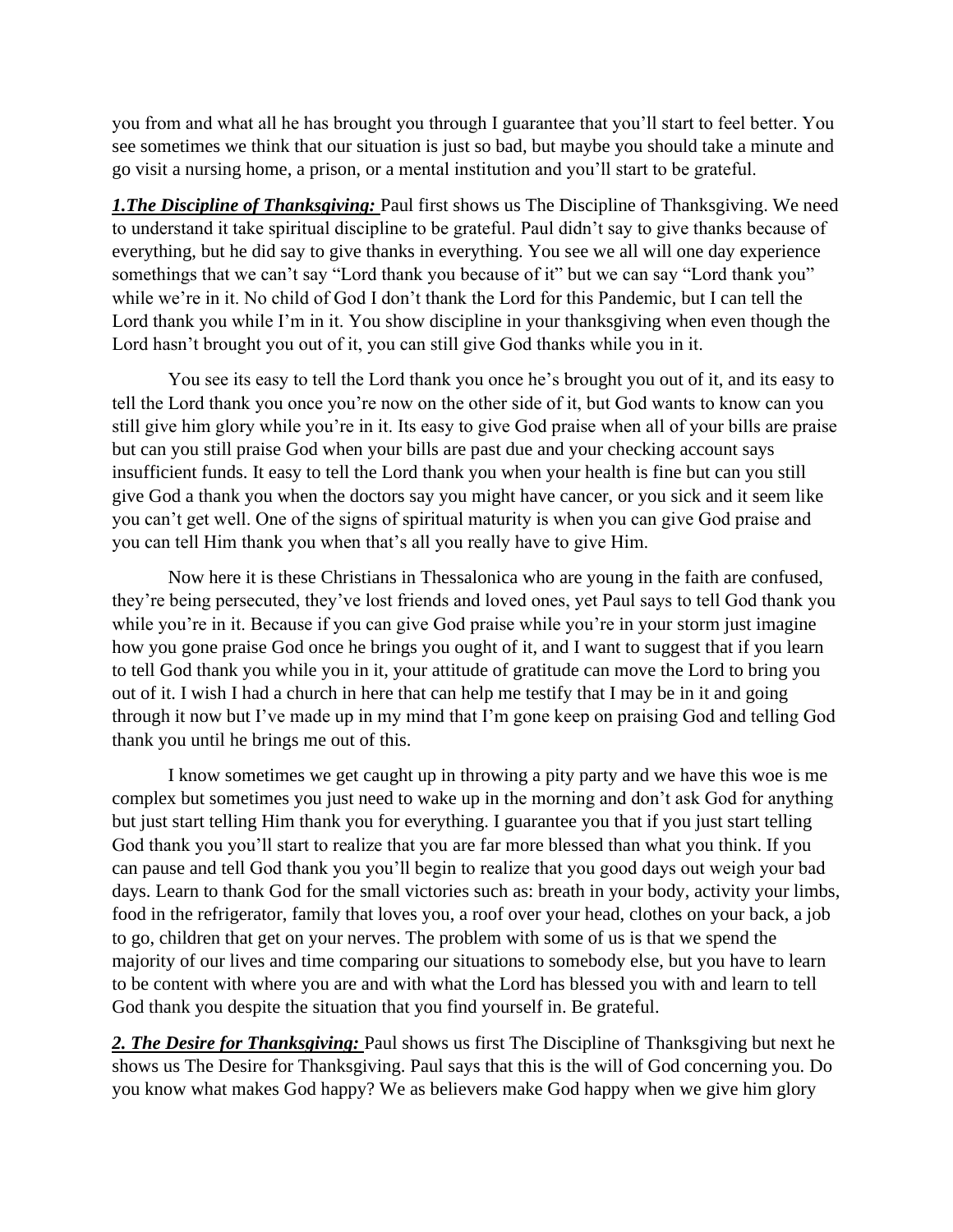you from and what all he has brought you through I guarantee that you'll start to feel better. You see sometimes we think that our situation is just so bad, but maybe you should take a minute and go visit a nursing home, a prison, or a mental institution and you'll start to be grateful.

***1.The Discipline of Thanksgiving:*** Paul first shows us The Discipline of Thanksgiving. We need to understand it take spiritual discipline to be grateful. Paul didn't say to give thanks because of everything, but he did say to give thanks in everything. You see we all will one day experience somethings that we can't say "Lord thank you because of it" but we can say "Lord thank you" while we're in it. No child of God I don't thank the Lord for this Pandemic, but I can tell the Lord thank you while I'm in it. You show discipline in your thanksgiving when even though the Lord hasn't brought you out of it, you can still give God thanks while you in it.

You see its easy to tell the Lord thank you once he's brought you out of it, and its easy to tell the Lord thank you once you're now on the other side of it, but God wants to know can you still give him glory while you're in it. Its easy to give God praise when all of your bills are praise but can you still praise God when your bills are past due and your checking account says insufficient funds. It easy to tell the Lord thank you when your health is fine but can you still give God a thank you when the doctors say you might have cancer, or you sick and it seem like you can't get well. One of the signs of spiritual maturity is when you can give God praise and you can tell Him thank you when that's all you really have to give Him.

Now here it is these Christians in Thessalonica who are young in the faith are confused, they're being persecuted, they've lost friends and loved ones, yet Paul says to tell God thank you while you're in it. Because if you can give God praise while you're in your storm just imagine how you gone praise God once he brings you ought of it, and I want to suggest that if you learn to tell God thank you while you in it, your attitude of gratitude can move the Lord to bring you out of it. I wish I had a church in here that can help me testify that I may be in it and going through it now but I've made up in my mind that I'm gone keep on praising God and telling God thank you until he brings me out of this.

I know sometimes we get caught up in throwing a pity party and we have this woe is me complex but sometimes you just need to wake up in the morning and don't ask God for anything but just start telling Him thank you for everything. I guarantee you that if you just start telling God thank you you'll start to realize that you are far more blessed than what you think. If you can pause and tell God thank you you'll begin to realize that you good days out weigh your bad days. Learn to thank God for the small victories such as: breath in your body, activity your limbs, food in the refrigerator, family that loves you, a roof over your head, clothes on your back, a job to go, children that get on your nerves. The problem with some of us is that we spend the majority of our lives and time comparing our situations to somebody else, but you have to learn to be content with where you are and with what the Lord has blessed you with and learn to tell God thank you despite the situation that you find yourself in. Be grateful.

***2. The Desire for Thanksgiving:*** Paul shows us first The Discipline of Thanksgiving but next he shows us The Desire for Thanksgiving. Paul says that this is the will of God concerning you. Do you know what makes God happy? We as believers make God happy when we give him glory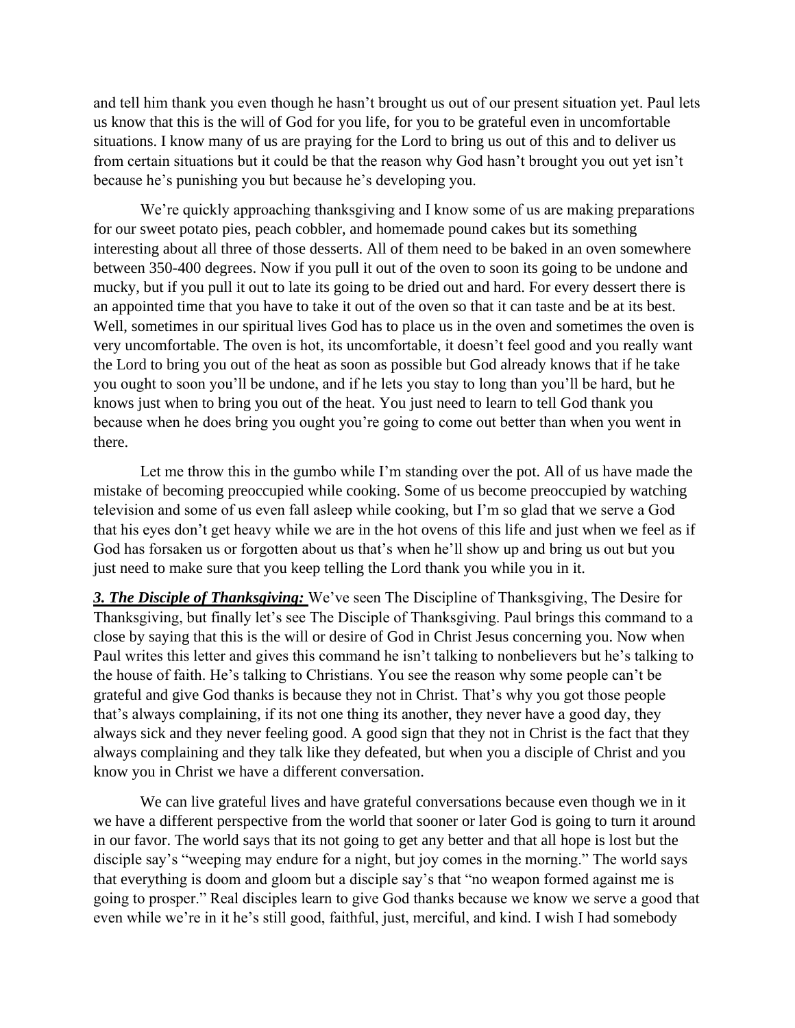and tell him thank you even though he hasn't brought us out of our present situation yet. Paul lets us know that this is the will of God for you life, for you to be grateful even in uncomfortable situations. I know many of us are praying for the Lord to bring us out of this and to deliver us from certain situations but it could be that the reason why God hasn't brought you out yet isn't because he's punishing you but because he's developing you.

We're quickly approaching thanksgiving and I know some of us are making preparations for our sweet potato pies, peach cobbler, and homemade pound cakes but its something interesting about all three of those desserts. All of them need to be baked in an oven somewhere between 350-400 degrees. Now if you pull it out of the oven to soon its going to be undone and mucky, but if you pull it out to late its going to be dried out and hard. For every dessert there is an appointed time that you have to take it out of the oven so that it can taste and be at its best. Well, sometimes in our spiritual lives God has to place us in the oven and sometimes the oven is very uncomfortable. The oven is hot, its uncomfortable, it doesn't feel good and you really want the Lord to bring you out of the heat as soon as possible but God already knows that if he take you ought to soon you'll be undone, and if he lets you stay to long than you'll be hard, but he knows just when to bring you out of the heat. You just need to learn to tell God thank you because when he does bring you ought you're going to come out better than when you went in there.

Let me throw this in the gumbo while I'm standing over the pot. All of us have made the mistake of becoming preoccupied while cooking. Some of us become preoccupied by watching television and some of us even fall asleep while cooking, but I'm so glad that we serve a God that his eyes don't get heavy while we are in the hot ovens of this life and just when we feel as if God has forsaken us or forgotten about us that's when he'll show up and bring us out but you just need to make sure that you keep telling the Lord thank you while you in it.

***3. The Disciple of Thanksgiving:*** We've seen The Discipline of Thanksgiving, The Desire for Thanksgiving, but finally let's see The Disciple of Thanksgiving. Paul brings this command to a close by saying that this is the will or desire of God in Christ Jesus concerning you. Now when Paul writes this letter and gives this command he isn't talking to nonbelievers but he's talking to the house of faith. He's talking to Christians. You see the reason why some people can't be grateful and give God thanks is because they not in Christ. That's why you got those people that's always complaining, if its not one thing its another, they never have a good day, they always sick and they never feeling good. A good sign that they not in Christ is the fact that they always complaining and they talk like they defeated, but when you a disciple of Christ and you know you in Christ we have a different conversation.

We can live grateful lives and have grateful conversations because even though we in it we have a different perspective from the world that sooner or later God is going to turn it around in our favor. The world says that its not going to get any better and that all hope is lost but the disciple say's "weeping may endure for a night, but joy comes in the morning." The world says that everything is doom and gloom but a disciple say's that "no weapon formed against me is going to prosper." Real disciples learn to give God thanks because we know we serve a good that even while we're in it he's still good, faithful, just, merciful, and kind. I wish I had somebody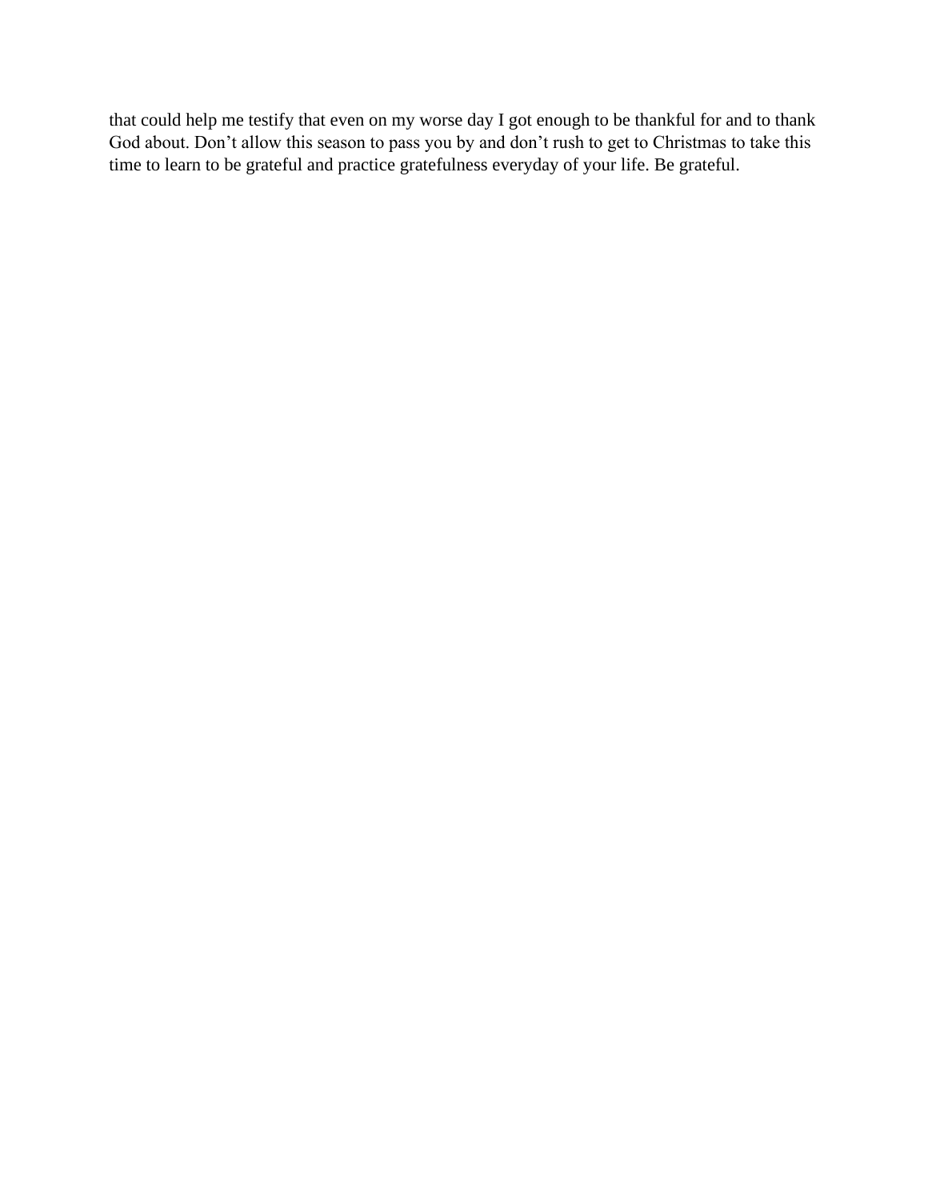that could help me testify that even on my worse day I got enough to be thankful for and to thank God about. Don't allow this season to pass you by and don't rush to get to Christmas to take this time to learn to be grateful and practice gratefulness everyday of your life. Be grateful.